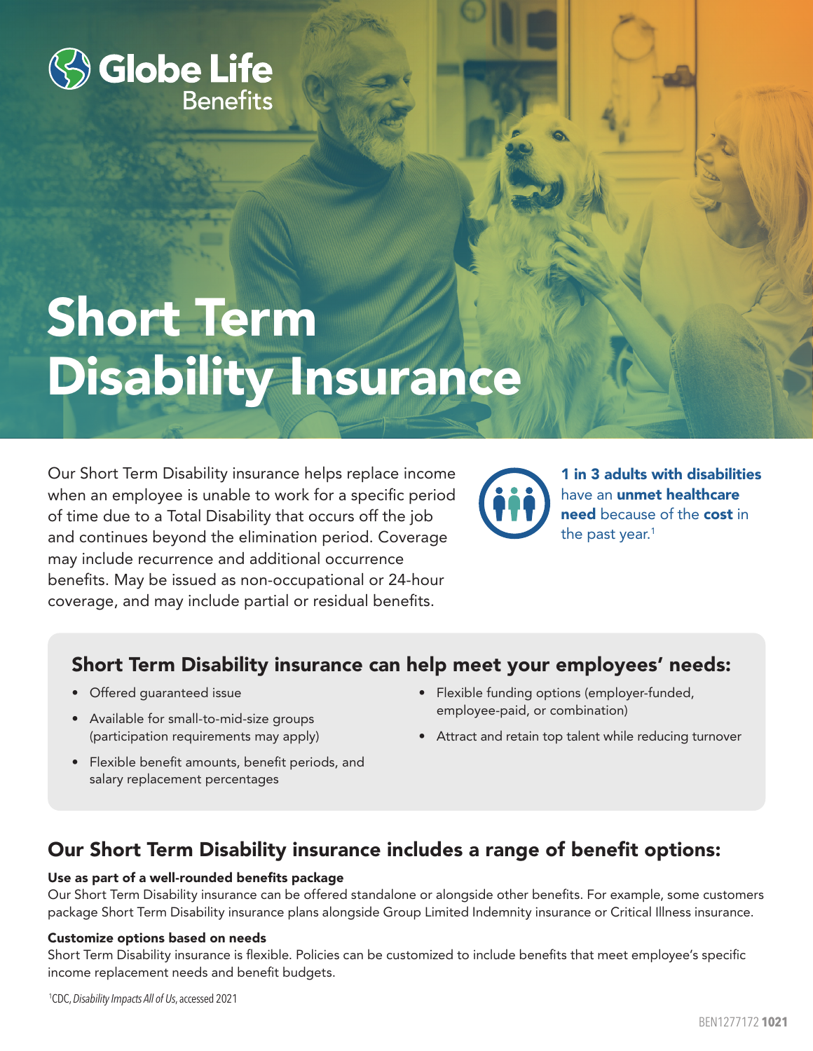Globe Life
Benefits

# Short Term Disability Insurance

Our Short Term Disability insurance helps replace income when an employee is unable to work for a specific period of time due to a Total Disability that occurs off the job and continues beyond the elimination period. Coverage may include recurrence and additional occurrence benefits. May be issued as non-occupational or 24-hour coverage, and may include partial or residual benefits.

**1 in 3 adults with disabilities** have an **unmet healthcare need** because of the **cost** in the past year.[1]

## Short Term Disability insurance can help meet your employees' needs:

- Offered guaranteed issue
- Available for small-to-mid-size groups (participation requirements may apply)
- Flexible benefit amounts, benefit periods, and salary replacement percentages
- Flexible funding options (employer-funded, employee-paid, or combination)
- Attract and retain top talent while reducing turnover

## Our Short Term Disability insurance includes a range of benefit options:

**Use as part of a well-rounded benefits package**
Our Short Term Disability insurance can be offered standalone or alongside other benefits. For example, some customers package Short Term Disability insurance plans alongside Group Limited Indemnity insurance or Critical Illness insurance.

**Customize options based on needs**
Short Term Disability insurance is flexible. Policies can be customized to include benefits that meet employee's specific income replacement needs and benefit budgets.

[1]CDC, *Disability Impacts All of Us*, accessed 2021

BEN1277172 **1021**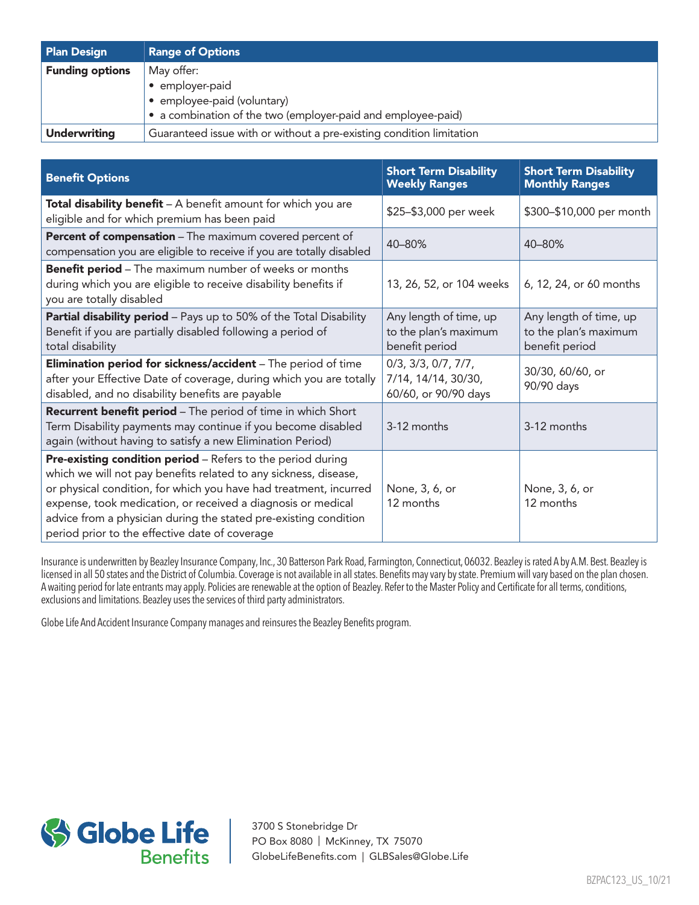| Plan Design | Range of Options |
|---|---|
| **Funding options** | May offer:<br>• employer-paid<br>• employee-paid (voluntary)<br>• a combination of the two (employer-paid and employee-paid) |
| **Underwriting** | Guaranteed issue with or without a pre-existing condition limitation |

| Benefit Options | Short Term Disability Weekly Ranges | Short Term Disability Monthly Ranges |
|---|---|---|
| **Total disability benefit** – A benefit amount for which you are eligible and for which premium has been paid | $25–$3,000 per week | $300–$10,000 per month |
| **Percent of compensation** – The maximum covered percent of compensation you are eligible to receive if you are totally disabled | 40–80% | 40–80% |
| **Benefit period** – The maximum number of weeks or months during which you are eligible to receive disability benefits if you are totally disabled | 13, 26, 52, or 104 weeks | 6, 12, 24, or 60 months |
| **Partial disability period** – Pays up to 50% of the Total Disability Benefit if you are partially disabled following a period of total disability | Any length of time, up to the plan's maximum benefit period | Any length of time, up to the plan's maximum benefit period |
| **Elimination period for sickness/accident** – The period of time after your Effective Date of coverage, during which you are totally disabled, and no disability benefits are payable | 0/3, 3/3, 0/7, 7/7, 7/14, 14/14, 30/30, 60/60, or 90/90 days | 30/30, 60/60, or 90/90 days |
| **Recurrent benefit period** – The period of time in which Short Term Disability payments may continue if you become disabled again (without having to satisfy a new Elimination Period) | 3-12 months | 3-12 months |
| **Pre-existing condition period** – Refers to the period during which we will not pay benefits related to any sickness, disease, or physical condition, for which you have had treatment, incurred expense, took medication, or received a diagnosis or medical advice from a physician during the stated pre-existing condition period prior to the effective date of coverage | None, 3, 6, or 12 months | None, 3, 6, or 12 months |

Insurance is underwritten by Beazley Insurance Company, Inc., 30 Batterson Park Road, Farmington, Connecticut, 06032. Beazley is rated A by A.M. Best. Beazley is licensed in all 50 states and the District of Columbia. Coverage is not available in all states. Benefits may vary by state. Premium will vary based on the plan chosen. A waiting period for late entrants may apply. Policies are renewable at the option of Beazley. Refer to the Master Policy and Certificate for all terms, conditions, exclusions and limitations. Beazley uses the services of third party administrators.

Globe Life And Accident Insurance Company manages and reinsures the Beazley Benefits program.

Globe Life Benefits

3700 S Stonebridge Dr
PO Box 8080 | McKinney, TX 75070
GlobeLifeBenefits.com | GLBSales@Globe.Life

BZPAC123_US_10/21